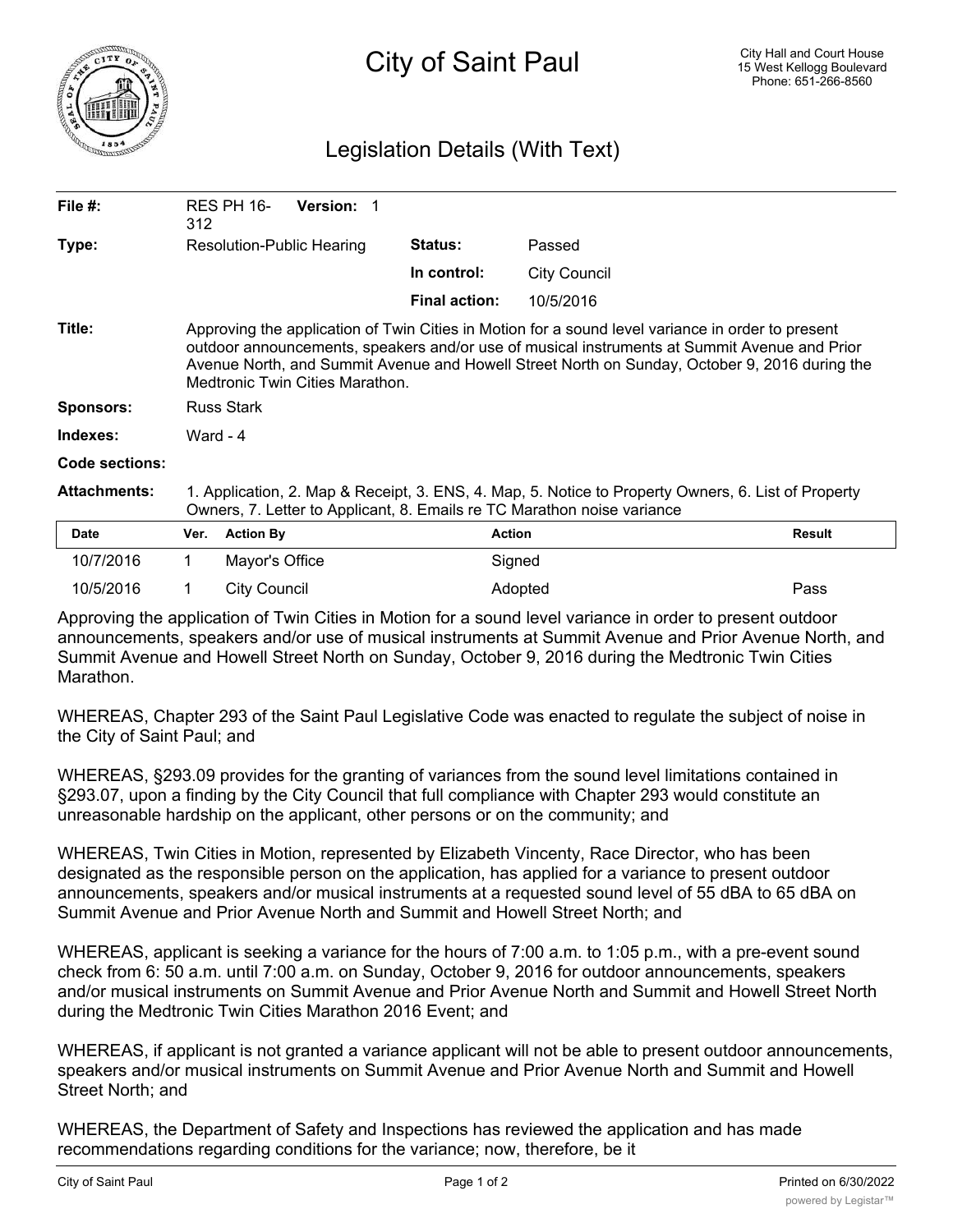# City of Saint Paul

City Hall and Court House
15 West Kellogg Boulevard
Phone: 651-266-8560

## Legislation Details (With Text)

| | | | |
|---|---|---|---|
| **File #:** | RES PH 16-312 **Version:** 1 | | |
| **Type:** | Resolution-Public Hearing | **Status:** | Passed |
| | | **In control:** | City Council |
| | | **Final action:** | 10/5/2016 |

**Title:** Approving the application of Twin Cities in Motion for a sound level variance in order to present outdoor announcements, speakers and/or use of musical instruments at Summit Avenue and Prior Avenue North, and Summit Avenue and Howell Street North on Sunday, October 9, 2016 during the Medtronic Twin Cities Marathon.

**Sponsors:** Russ Stark

**Indexes:** Ward - 4

**Code sections:**

**Attachments:** 1. Application, 2. Map & Receipt, 3. ENS, 4. Map, 5. Notice to Property Owners, 6. List of Property Owners, 7. Letter to Applicant, 8. Emails re TC Marathon noise variance

| Date | Ver. | Action By | Action | Result |
|---|---|---|---|---|
| 10/7/2016 | 1 | Mayor's Office | Signed | |
| 10/5/2016 | 1 | City Council | Adopted | Pass |

Approving the application of Twin Cities in Motion for a sound level variance in order to present outdoor announcements, speakers and/or use of musical instruments at Summit Avenue and Prior Avenue North, and Summit Avenue and Howell Street North on Sunday, October 9, 2016 during the Medtronic Twin Cities Marathon.

WHEREAS, Chapter 293 of the Saint Paul Legislative Code was enacted to regulate the subject of noise in the City of Saint Paul; and

WHEREAS, §293.09 provides for the granting of variances from the sound level limitations contained in §293.07, upon a finding by the City Council that full compliance with Chapter 293 would constitute an unreasonable hardship on the applicant, other persons or on the community; and

WHEREAS, Twin Cities in Motion, represented by Elizabeth Vincenty, Race Director, who has been designated as the responsible person on the application, has applied for a variance to present outdoor announcements, speakers and/or musical instruments at a requested sound level of 55 dBA to 65 dBA on Summit Avenue and Prior Avenue North and Summit and Howell Street North; and

WHEREAS, applicant is seeking a variance for the hours of 7:00 a.m. to 1:05 p.m., with a pre-event sound check from 6: 50 a.m. until 7:00 a.m. on Sunday, October 9, 2016 for outdoor announcements, speakers and/or musical instruments on Summit Avenue and Prior Avenue North and Summit and Howell Street North during the Medtronic Twin Cities Marathon 2016 Event; and

WHEREAS, if applicant is not granted a variance applicant will not be able to present outdoor announcements, speakers and/or musical instruments on Summit Avenue and Prior Avenue North and Summit and Howell Street North; and

WHEREAS, the Department of Safety and Inspections has reviewed the application and has made recommendations regarding conditions for the variance; now, therefore, be it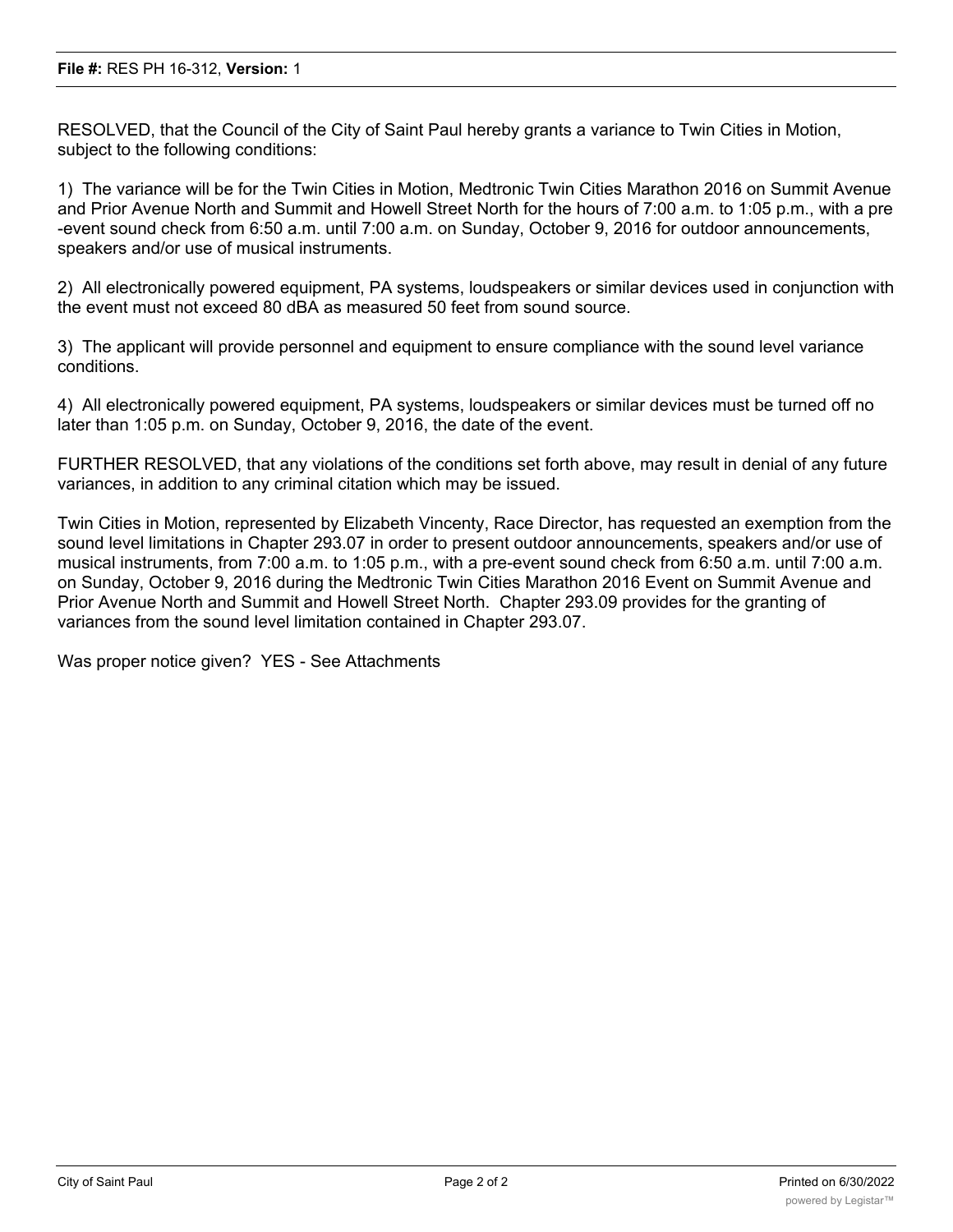**File #:** RES PH 16-312, **Version:** 1

RESOLVED, that the Council of the City of Saint Paul hereby grants a variance to Twin Cities in Motion, subject to the following conditions:

1) The variance will be for the Twin Cities in Motion, Medtronic Twin Cities Marathon 2016 on Summit Avenue and Prior Avenue North and Summit and Howell Street North for the hours of 7:00 a.m. to 1:05 p.m., with a pre-event sound check from 6:50 a.m. until 7:00 a.m. on Sunday, October 9, 2016 for outdoor announcements, speakers and/or use of musical instruments.

2) All electronically powered equipment, PA systems, loudspeakers or similar devices used in conjunction with the event must not exceed 80 dBA as measured 50 feet from sound source.

3) The applicant will provide personnel and equipment to ensure compliance with the sound level variance conditions.

4) All electronically powered equipment, PA systems, loudspeakers or similar devices must be turned off no later than 1:05 p.m. on Sunday, October 9, 2016, the date of the event.

FURTHER RESOLVED, that any violations of the conditions set forth above, may result in denial of any future variances, in addition to any criminal citation which may be issued.

Twin Cities in Motion, represented by Elizabeth Vincenty, Race Director, has requested an exemption from the sound level limitations in Chapter 293.07 in order to present outdoor announcements, speakers and/or use of musical instruments, from 7:00 a.m. to 1:05 p.m., with a pre-event sound check from 6:50 a.m. until 7:00 a.m. on Sunday, October 9, 2016 during the Medtronic Twin Cities Marathon 2016 Event on Summit Avenue and Prior Avenue North and Summit and Howell Street North. Chapter 293.09 provides for the granting of variances from the sound level limitation contained in Chapter 293.07.

Was proper notice given? YES - See Attachments